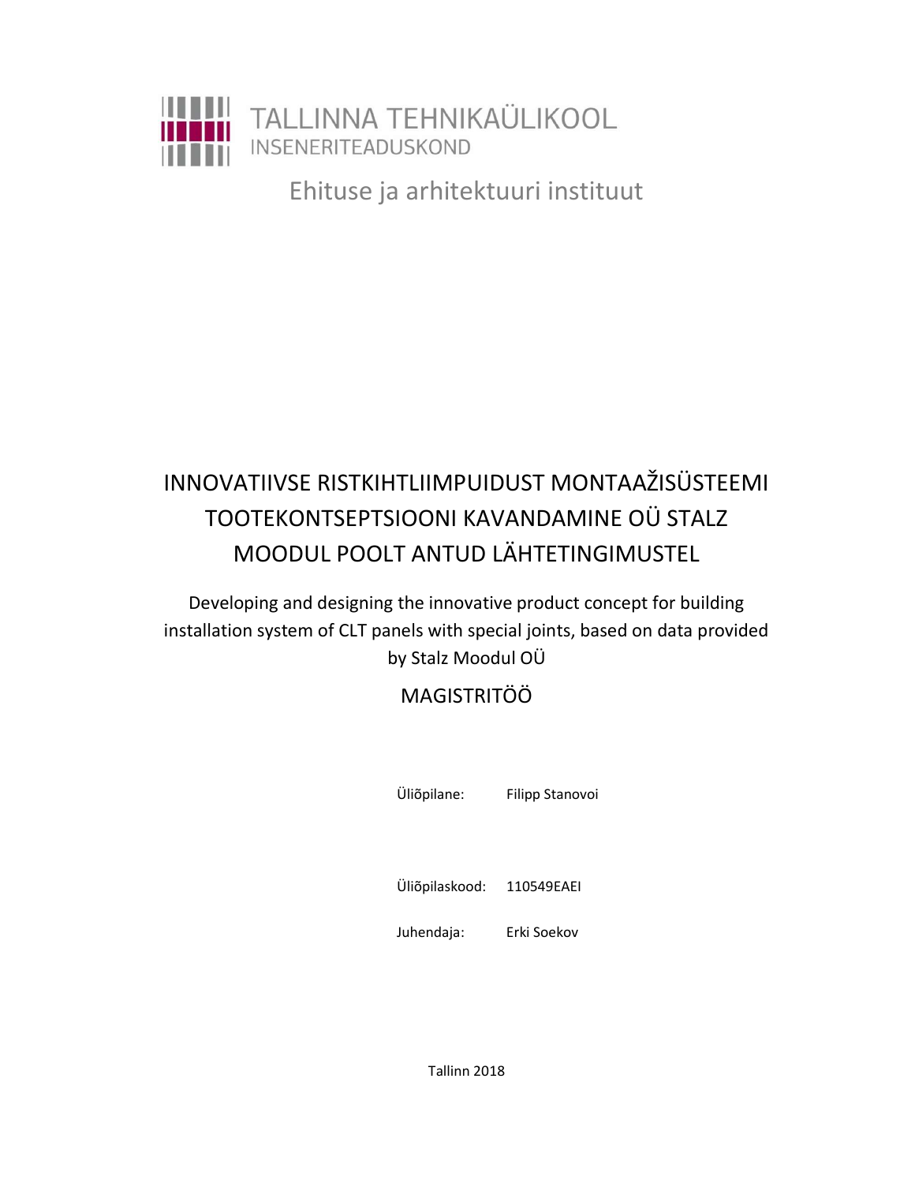TALLINNA TEHNIKAÜLIKOOL
INSENERITEADUSKOND

Ehituse ja arhitektuuri instituut

# INNOVATIIVSE RISTKIHTLIIMPUIDUST MONTAAŽISÜSTEEMI TOOTEKONTSEPTSIOONI KAVANDAMINE OÜ STALZ MOODUL POOLT ANTUD LÄHTETINGIMUSTEL

Developing and designing the innovative product concept for building installation system of CLT panels with special joints, based on data provided by Stalz Moodul OÜ

## MAGISTRITÖÖ

Üliõpilane: Filipp Stanovoi

Üliõpilaskood: 110549EAEI

Juhendaja: Erki Soekov

Tallinn 2018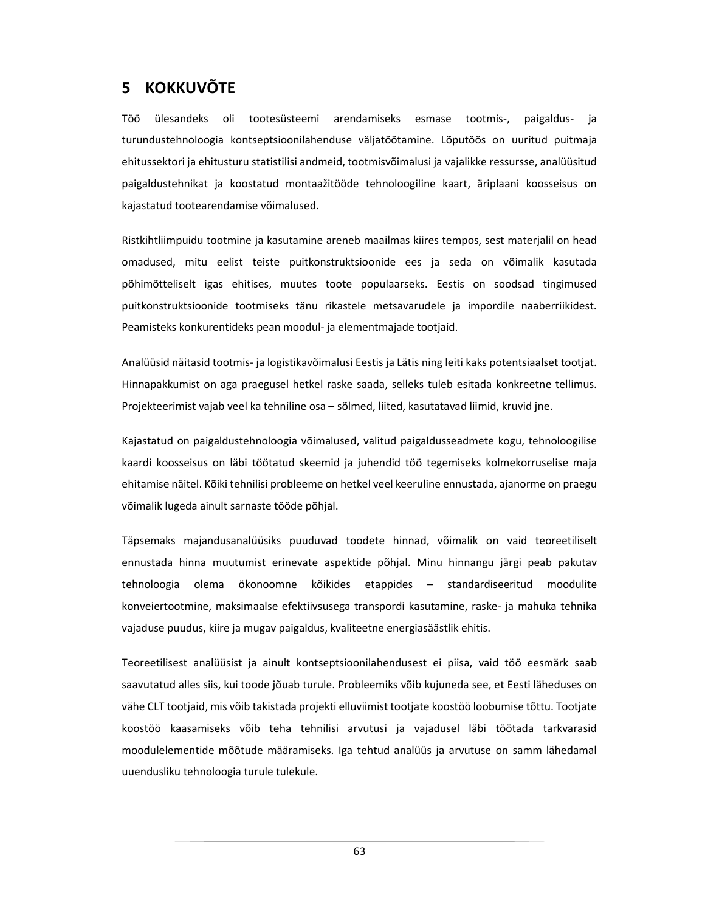# 5 KOKKUVÕTE

Töö ülesandeks oli tootesüsteemi arendamiseks esmase tootmis-, paigaldus- ja turundustehnoloogia kontseptsioonilahenduse väljatöötamine. Lõputöös on uuritud puitmaja ehitussektori ja ehitusturu statistilisi andmeid, tootmisvõimalusi ja vajalikke ressursse, analüüsitud paigaldustehnikat ja koostatud montaažitööde tehnoloogiline kaart, äriplaani koosseisus on kajastatud tootearendamise võimalused.

Ristkihtliimpuidu tootmine ja kasutamine areneb maailmas kiires tempos, sest materjalil on head omadused, mitu eelist teiste puitkonstruktsioonide ees ja seda on võimalik kasutada põhimõtteliselt igas ehitises, muutes toote populaarseks. Eestis on soodsad tingimused puitkonstruktsioonide tootmiseks tänu rikastele metsavarudele ja impordile naaberriikidest. Peamisteks konkurentideks pean moodul- ja elementmajade tootjaid.

Analüüsid näitasid tootmis- ja logistikavõimalusi Eestis ja Lätis ning leiti kaks potentsiaalset tootjat. Hinnapakkumist on aga praegusel hetkel raske saada, selleks tuleb esitada konkreetne tellimus. Projekteerimist vajab veel ka tehniline osa – sõlmed, liited, kasutatavad liimid, kruvid jne.

Kajastatud on paigaldustehnoloogia võimalused, valitud paigaldusseadmete kogu, tehnoloogilise kaardi koosseisus on läbi töötatud skeemid ja juhendid töö tegemiseks kolmekorruselise maja ehitamise näitel. Kõiki tehnilisi probleeme on hetkel veel keeruline ennustada, ajanorme on praegu võimalik lugeda ainult sarnaste tööde põhjal.

Täpsemaks majandusanalüüsiks puuduvad toodete hinnad, võimalik on vaid teoreetiliselt ennustada hinna muutumist erinevate aspektide põhjal. Minu hinnangu järgi peab pakutav tehnoloogia olema ökonoomne kõikides etappides – standardiseeritud moodulite konveiertootmine, maksimaalse efektiivsusega transpordi kasutamine, raske- ja mahuka tehnika vajaduse puudus, kiire ja mugav paigaldus, kvaliteetne energiasäästlik ehitis.

Teoreetilisest analüüsist ja ainult kontseptsioonilahendusest ei piisa, vaid töö eesmärk saab saavutatud alles siis, kui toode jõuab turule. Probleemiks võib kujuneda see, et Eesti läheduses on vähe CLT tootjaid, mis võib takistada projekti elluviimist tootjate koostöö loobumise tõttu. Tootjate koostöö kaasamiseks võib teha tehnilisi arvutusi ja vajadusel läbi töötada tarkvarasid moodulelementide mõõtude määramiseks. Iga tehtud analüüs ja arvutuse on samm lähedamal uuendusliku tehnoloogia turule tulekule.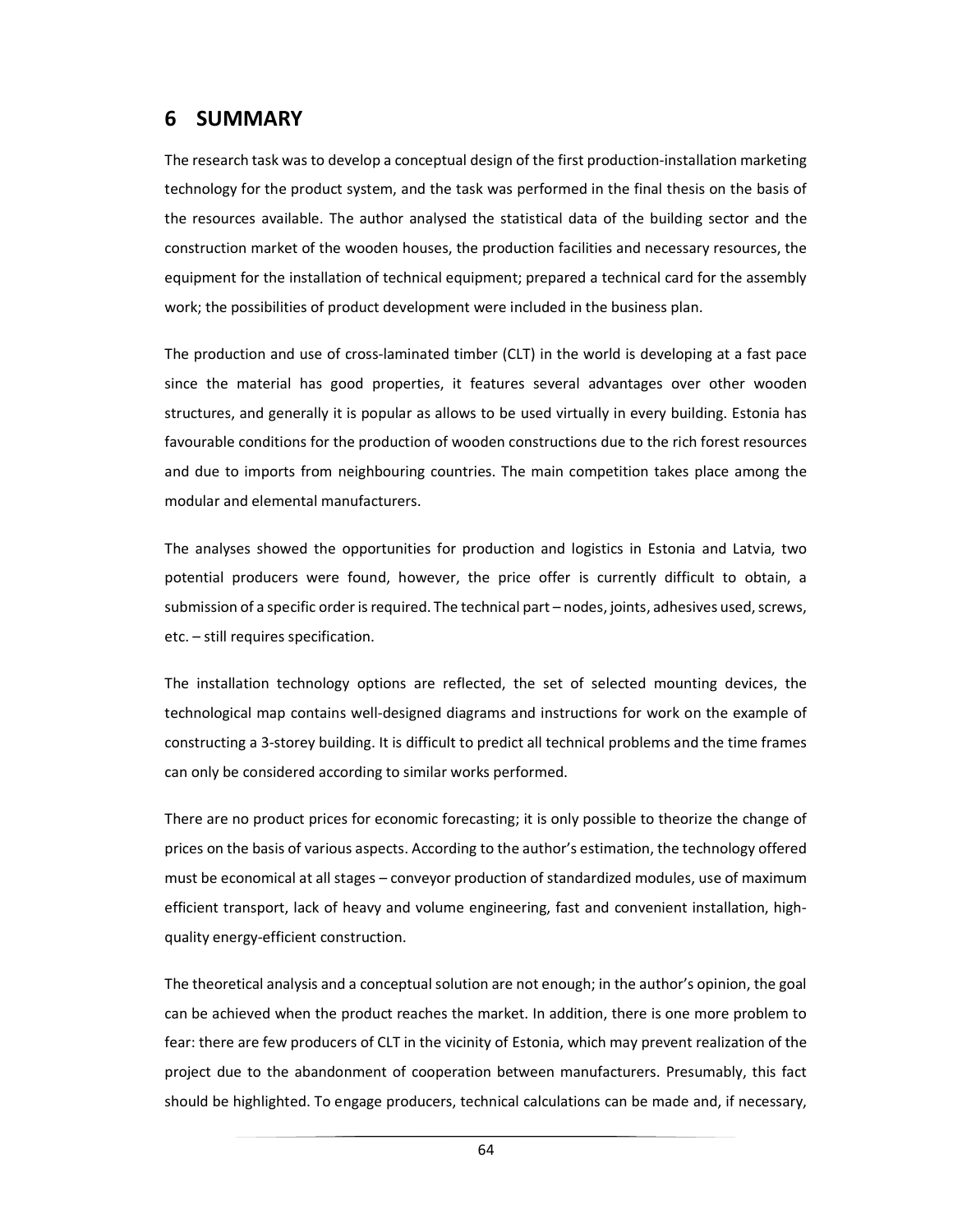## 6 SUMMARY

The research task was to develop a conceptual design of the first production-installation marketing technology for the product system, and the task was performed in the final thesis on the basis of the resources available. The author analysed the statistical data of the building sector and the construction market of the wooden houses, the production facilities and necessary resources, the equipment for the installation of technical equipment; prepared a technical card for the assembly work; the possibilities of product development were included in the business plan.

The production and use of cross-laminated timber (CLT) in the world is developing at a fast pace since the material has good properties, it features several advantages over other wooden structures, and generally it is popular as allows to be used virtually in every building. Estonia has favourable conditions for the production of wooden constructions due to the rich forest resources and due to imports from neighbouring countries. The main competition takes place among the modular and elemental manufacturers.

The analyses showed the opportunities for production and logistics in Estonia and Latvia, two potential producers were found, however, the price offer is currently difficult to obtain, a submission of a specific order is required. The technical part – nodes, joints, adhesives used, screws, etc. – still requires specification.

The installation technology options are reflected, the set of selected mounting devices, the technological map contains well-designed diagrams and instructions for work on the example of constructing a 3-storey building. It is difficult to predict all technical problems and the time frames can only be considered according to similar works performed.

There are no product prices for economic forecasting; it is only possible to theorize the change of prices on the basis of various aspects. According to the author's estimation, the technology offered must be economical at all stages – conveyor production of standardized modules, use of maximum efficient transport, lack of heavy and volume engineering, fast and convenient installation, high-quality energy-efficient construction.

The theoretical analysis and a conceptual solution are not enough; in the author's opinion, the goal can be achieved when the product reaches the market. In addition, there is one more problem to fear: there are few producers of CLT in the vicinity of Estonia, which may prevent realization of the project due to the abandonment of cooperation between manufacturers. Presumably, this fact should be highlighted. To engage producers, technical calculations can be made and, if necessary,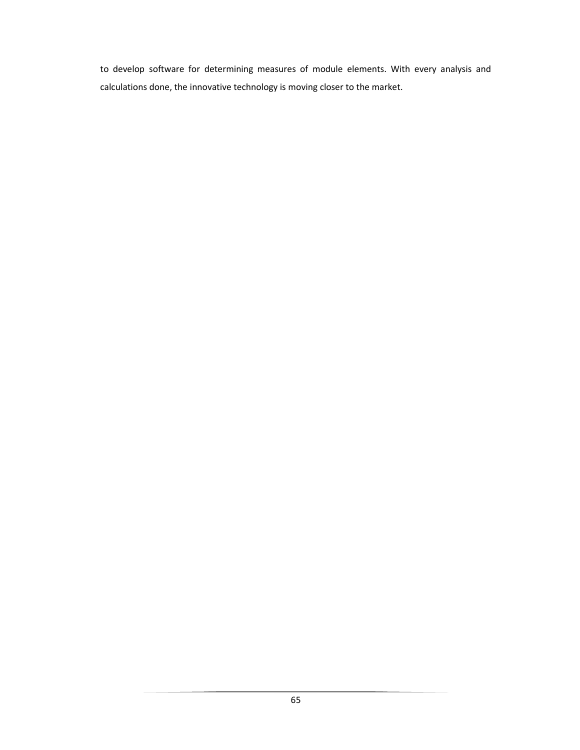to develop software for determining measures of module elements. With every analysis and calculations done, the innovative technology is moving closer to the market.